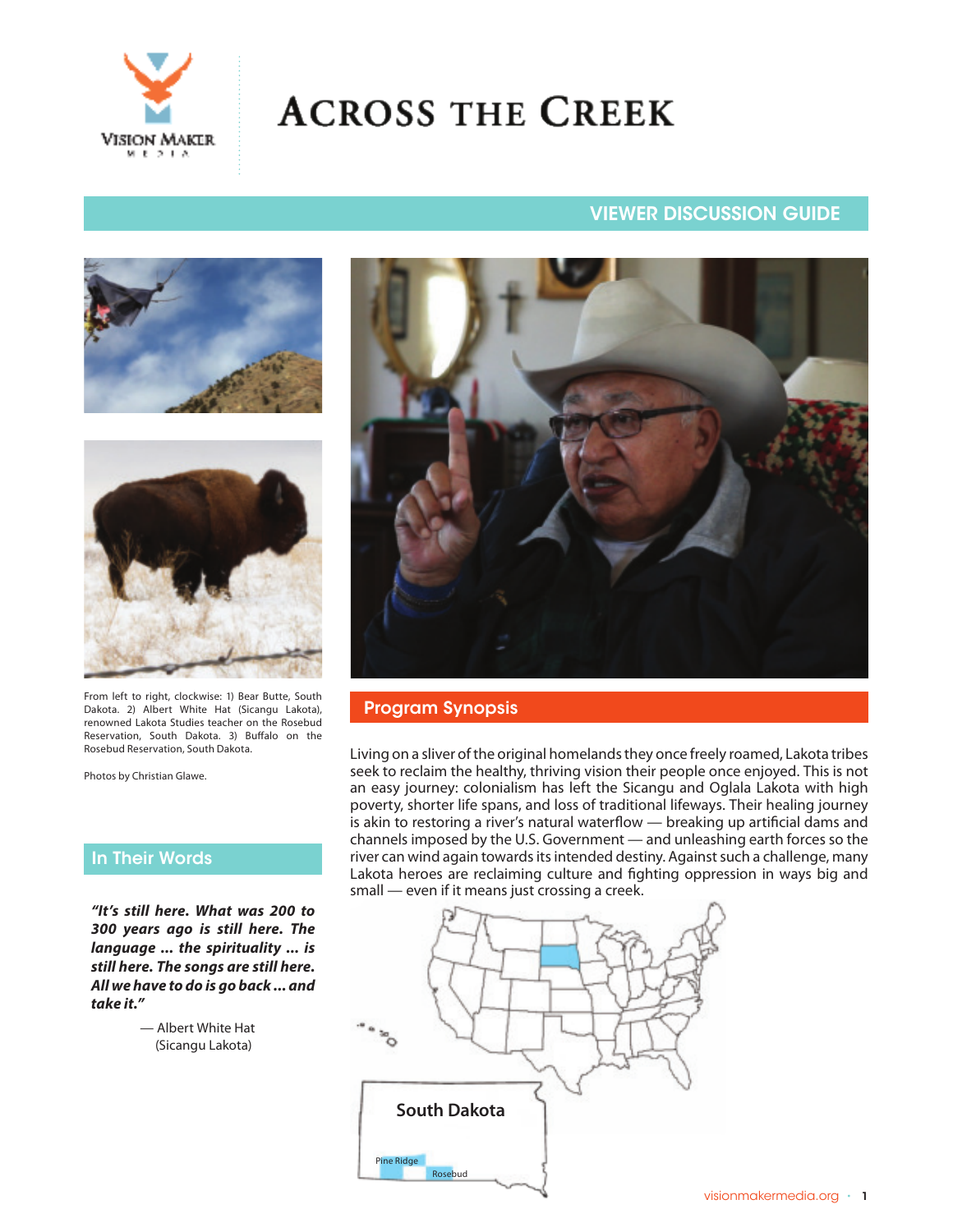# Across the Creek

## VIEWER DISCUSSION GUIDE

From left to right, clockwise: 1) Bear Butte, South Dakota. 2) Albert White Hat (Sicangu Lakota), renowned Lakota Studies teacher on the Rosebud Reservation, South Dakota. 3) Buffalo on the Rosebud Reservation, South Dakota.

Photos by Christian Glawe.

## Program Synopsis

Living on a sliver of the original homelands they once freely roamed, Lakota tribes seek to reclaim the healthy, thriving vision their people once enjoyed. This is not an easy journey: colonialism has left the Sicangu and Oglala Lakota with high poverty, shorter life spans, and loss of traditional lifeways. Their healing journey is akin to restoring a river's natural waterflow — breaking up artificial dams and channels imposed by the U.S. Government — and unleashing earth forces so the river can wind again towards its intended destiny. Against such a challenge, many Lakota heroes are reclaiming culture and fighting oppression in ways big and small — even if it means just crossing a creek.

South Dakota

Pine Ridge

Rosebud

## In Their Words

***"It's still here. What was 200 to 300 years ago is still here. The language ... the spirituality ... is still here. The songs are still here. All we have to do is go back ... and take it."***

— Albert White Hat (Sicangu Lakota)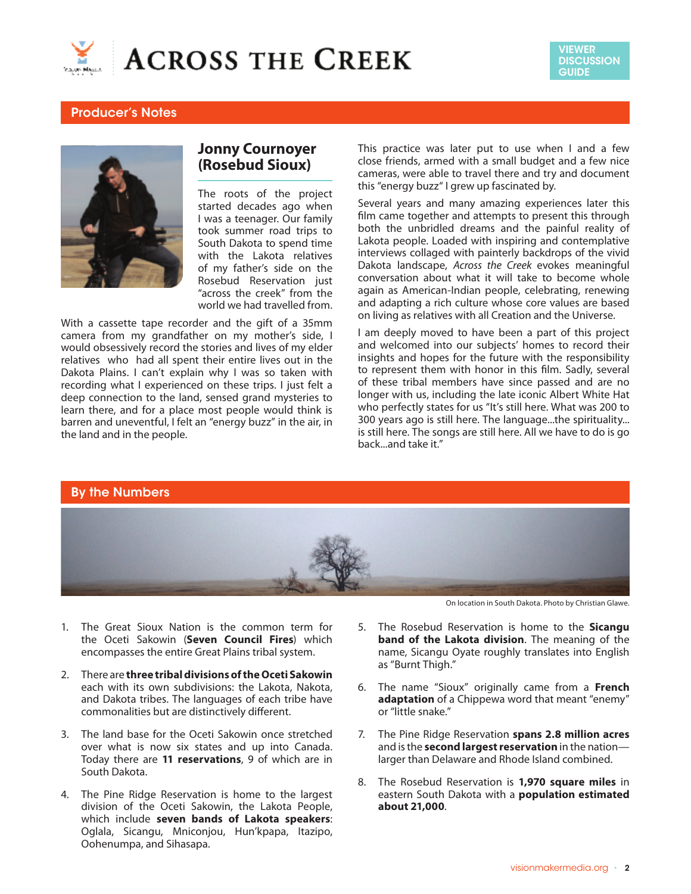## Producer's Notes

### Jonny Cournoyer (Rosebud Sioux)

The roots of the project started decades ago when I was a teenager. Our family took summer road trips to South Dakota to spend time with the Lakota relatives of my father's side on the Rosebud Reservation just "across the creek" from the world we had travelled from.

With a cassette tape recorder and the gift of a 35mm camera from my grandfather on my mother's side, I would obsessively record the stories and lives of my elder relatives who had all spent their entire lives out in the Dakota Plains. I can't explain why I was so taken with recording what I experienced on these trips. I just felt a deep connection to the land, sensed grand mysteries to learn there, and for a place most people would think is barren and uneventful, I felt an "energy buzz" in the air, in the land and in the people.

This practice was later put to use when I and a few close friends, armed with a small budget and a few nice cameras, were able to travel there and try and document this "energy buzz" I grew up fascinated by.

Several years and many amazing experiences later this film came together and attempts to present this through both the unbridled dreams and the painful reality of Lakota people. Loaded with inspiring and contemplative interviews collaged with painterly backdrops of the vivid Dakota landscape, *Across the Creek* evokes meaningful conversation about what it will take to become whole again as American-Indian people, celebrating, renewing and adapting a rich culture whose core values are based on living as relatives with all Creation and the Universe.

I am deeply moved to have been a part of this project and welcomed into our subjects' homes to record their insights and hopes for the future with the responsibility to represent them with honor in this film. Sadly, several of these tribal members have since passed and are no longer with us, including the late iconic Albert White Hat who perfectly states for us "It's still here. What was 200 to 300 years ago is still here. The language...the spirituality... is still here. The songs are still here. All we have to do is go back...and take it."

## By the Numbers

On location in South Dakota. Photo by Christian Glawe.

1. The Great Sioux Nation is the common term for the Oceti Sakowin (**Seven Council Fires**) which encompasses the entire Great Plains tribal system.
2. There are **three tribal divisions of the Oceti Sakowin** each with its own subdivisions: the Lakota, Nakota, and Dakota tribes. The languages of each tribe have commonalities but are distinctively different.
3. The land base for the Oceti Sakowin once stretched over what is now six states and up into Canada. Today there are **11 reservations**, 9 of which are in South Dakota.
4. The Pine Ridge Reservation is home to the largest division of the Oceti Sakowin, the Lakota People, which include **seven bands of Lakota speakers**: Oglala, Sicangu, Mniconjou, Hun'kpapa, Itazipo, Oohenumpa, and Sihasapa.
5. The Rosebud Reservation is home to the **Sicangu band of the Lakota division**. The meaning of the name, Sicangu Oyate roughly translates into English as "Burnt Thigh."
6. The name "Sioux" originally came from a **French adaptation** of a Chippewa word that meant "enemy" or "little snake."
7. The Pine Ridge Reservation **spans 2.8 million acres** and is the **second largest reservation** in the nation—larger than Delaware and Rhode Island combined.
8. The Rosebud Reservation is **1,970 square miles** in eastern South Dakota with a **population estimated about 21,000**.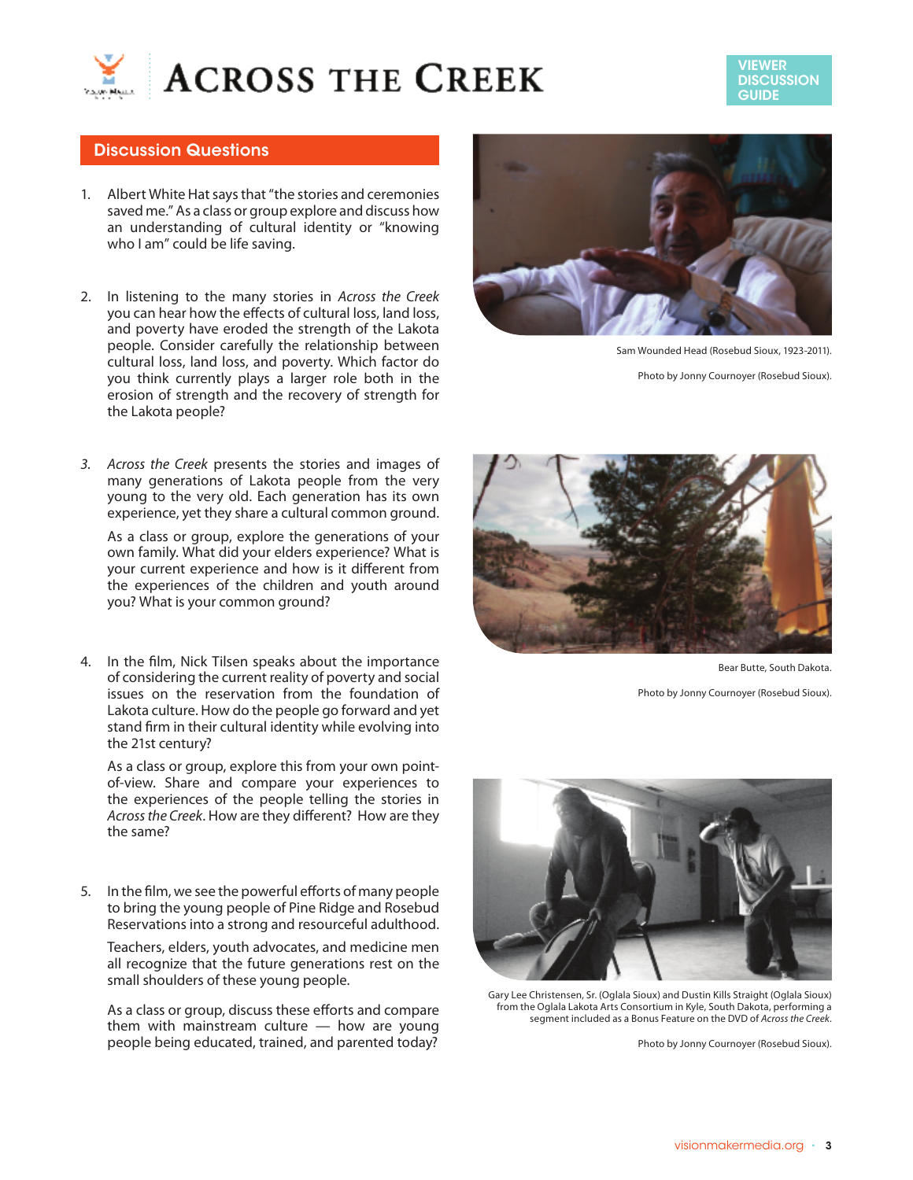## Discussion Questions

1. Albert White Hat says that "the stories and ceremonies saved me." As a class or group explore and discuss how an understanding of cultural identity or "knowing who I am" could be life saving.

2. In listening to the many stories in *Across the Creek* you can hear how the effects of cultural loss, land loss, and poverty have eroded the strength of the Lakota people. Consider carefully the relationship between cultural loss, land loss, and poverty. Which factor do you think currently plays a larger role both in the erosion of strength and the recovery of strength for the Lakota people?

3. *Across the Creek* presents the stories and images of many generations of Lakota people from the very young to the very old. Each generation has its own experience, yet they share a cultural common ground.

   As a class or group, explore the generations of your own family. What did your elders experience? What is your current experience and how is it different from the experiences of the children and youth around you? What is your common ground?

4. In the film, Nick Tilsen speaks about the importance of considering the current reality of poverty and social issues on the reservation from the foundation of Lakota culture. How do the people go forward and yet stand firm in their cultural identity while evolving into the 21st century?

   As a class or group, explore this from your own point-of-view. Share and compare your experiences to the experiences of the people telling the stories in *Across the Creek*. How are they different? How are they the same?

5. In the film, we see the powerful efforts of many people to bring the young people of Pine Ridge and Rosebud Reservations into a strong and resourceful adulthood.

   Teachers, elders, youth advocates, and medicine men all recognize that the future generations rest on the small shoulders of these young people.

   As a class or group, discuss these efforts and compare them with mainstream culture — how are young people being educated, trained, and parented today?

Sam Wounded Head (Rosebud Sioux, 1923-2011).

Photo by Jonny Cournoyer (Rosebud Sioux).

Bear Butte, South Dakota.

Photo by Jonny Cournoyer (Rosebud Sioux).

Gary Lee Christensen, Sr. (Oglala Sioux) and Dustin Kills Straight (Oglala Sioux) from the Oglala Lakota Arts Consortium in Kyle, South Dakota, performing a segment included as a Bonus Feature on the DVD of *Across the Creek*.

Photo by Jonny Cournoyer (Rosebud Sioux).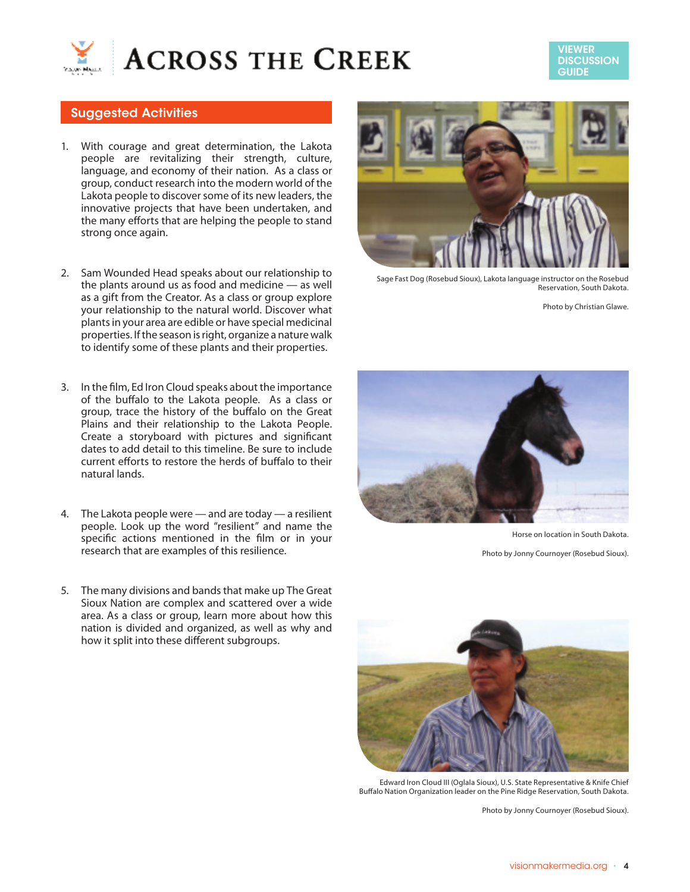## Suggested Activities

1. With courage and great determination, the Lakota people are revitalizing their strength, culture, language, and economy of their nation. As a class or group, conduct research into the modern world of the Lakota people to discover some of its new leaders, the innovative projects that have been undertaken, and the many efforts that are helping the people to stand strong once again.

2. Sam Wounded Head speaks about our relationship to the plants around us as food and medicine — as well as a gift from the Creator. As a class or group explore your relationship to the natural world. Discover what plants in your area are edible or have special medicinal properties. If the season is right, organize a nature walk to identify some of these plants and their properties.

3. In the film, Ed Iron Cloud speaks about the importance of the buffalo to the Lakota people. As a class or group, trace the history of the buffalo on the Great Plains and their relationship to the Lakota People. Create a storyboard with pictures and significant dates to add detail to this timeline. Be sure to include current efforts to restore the herds of buffalo to their natural lands.

4. The Lakota people were — and are today — a resilient people. Look up the word "resilient" and name the specific actions mentioned in the film or in your research that are examples of this resilience.

5. The many divisions and bands that make up The Great Sioux Nation are complex and scattered over a wide area. As a class or group, learn more about how this nation is divided and organized, as well as why and how it split into these different subgroups.

Sage Fast Dog (Rosebud Sioux), Lakota language instructor on the Rosebud Reservation, South Dakota.

Photo by Christian Glawe.

Horse on location in South Dakota.

Photo by Jonny Cournoyer (Rosebud Sioux).

Edward Iron Cloud III (Oglala Sioux), U.S. State Representative & Knife Chief Buffalo Nation Organization leader on the Pine Ridge Reservation, South Dakota.

Photo by Jonny Cournoyer (Rosebud Sioux).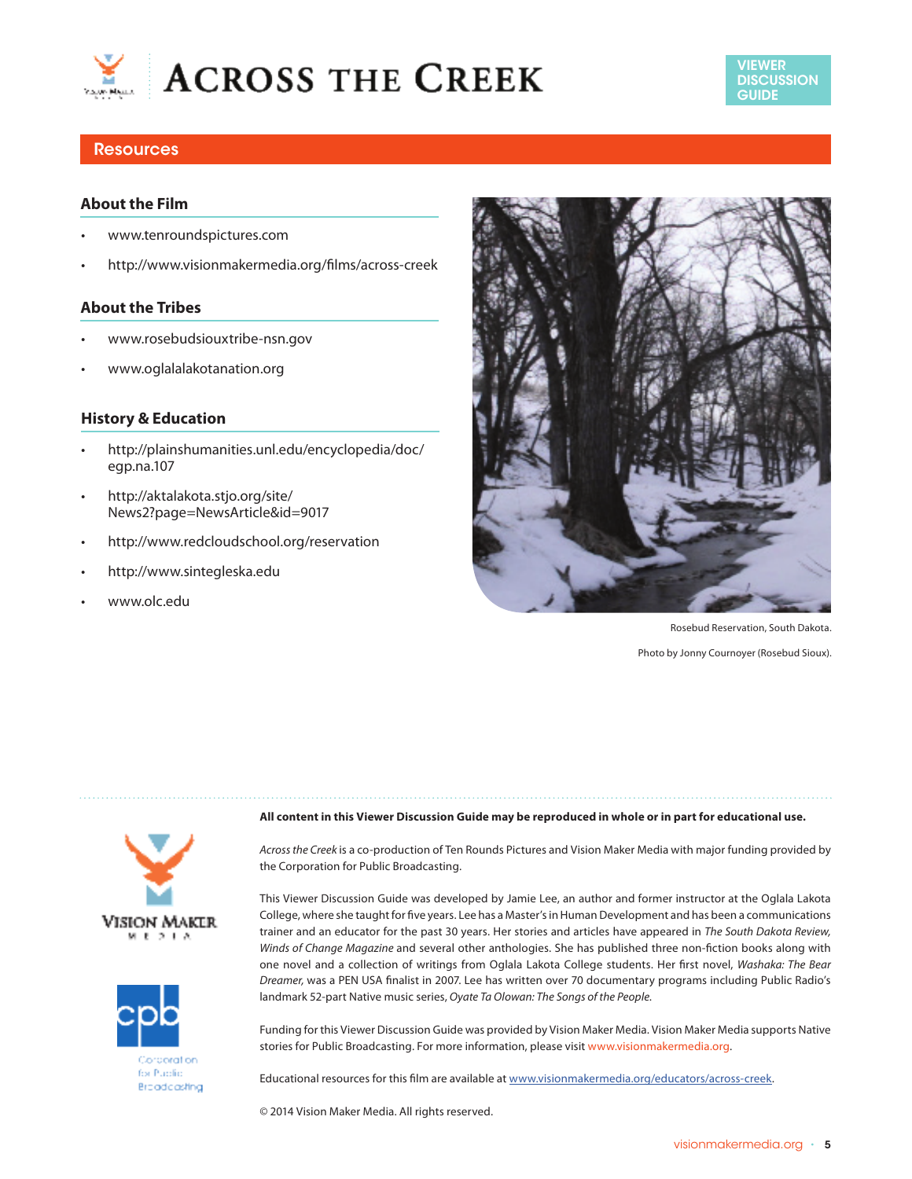## Resources

### About the Film

- www.tenroundspictures.com
- http://www.visionmakermedia.org/films/across-creek

### About the Tribes

- www.rosebudsiouxtribe-nsn.gov
- www.oglalalakotanation.org

### History & Education

- http://plainshumanities.unl.edu/encyclopedia/doc/egp.na.107
- http://aktalakota.stjo.org/site/News2?page=NewsArticle&id=9017
- http://www.redcloudschool.org/reservation
- http://www.sintegleska.edu
- www.olc.edu

Rosebud Reservation, South Dakota.

Photo by Jonny Cournoyer (Rosebud Sioux).

**All content in this Viewer Discussion Guide may be reproduced in whole or in part for educational use.**

*Across the Creek* is a co-production of Ten Rounds Pictures and Vision Maker Media with major funding provided by the Corporation for Public Broadcasting.

This Viewer Discussion Guide was developed by Jamie Lee, an author and former instructor at the Oglala Lakota College, where she taught for five years. Lee has a Master's in Human Development and has been a communications trainer and an educator for the past 30 years. Her stories and articles have appeared in *The South Dakota Review, Winds of Change Magazine* and several other anthologies. She has published three non-fiction books along with one novel and a collection of writings from Oglala Lakota College students. Her first novel, *Washaka: The Bear Dreamer,* was a PEN USA finalist in 2007. Lee has written over 70 documentary programs including Public Radio's landmark 52-part Native music series, *Oyate Ta Olowan: The Songs of the People.*

Funding for this Viewer Discussion Guide was provided by Vision Maker Media. Vision Maker Media supports Native stories for Public Broadcasting. For more information, please visit www.visionmakermedia.org.

Educational resources for this film are available at www.visionmakermedia.org/educators/across-creek.

© 2014 Vision Maker Media. All rights reserved.